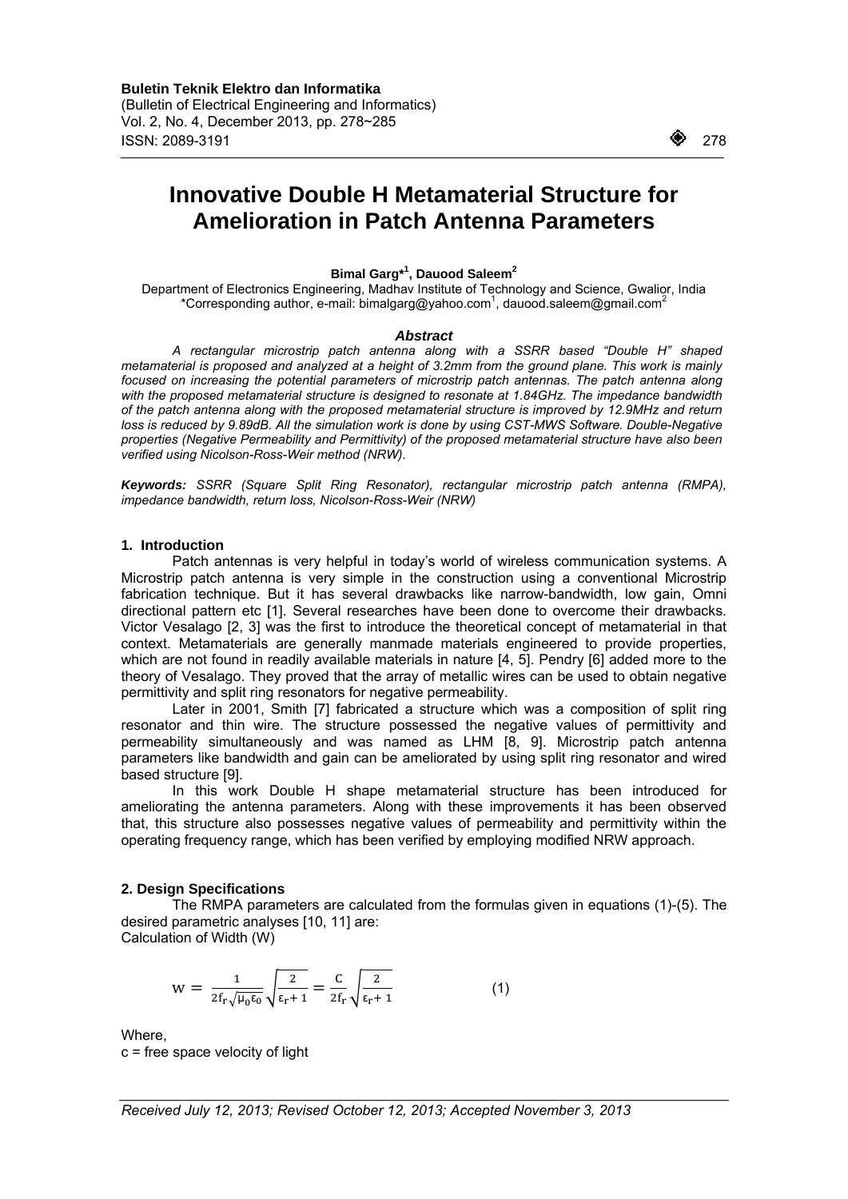# Innovative Double H Metamaterial Structure for Amelioration in Patch Antenna Parameters

**Bimal Garg*[1], Dauood Saleem[2]**

Department of Electronics Engineering, Madhav Institute of Technology and Science, Gwalior, India
*Corresponding author, e-mail: bimalgarg@yahoo.com[1], dauood.saleem@gmail.com[2]

### *Abstract*

*A rectangular microstrip patch antenna along with a SSRR based "Double H" shaped metamaterial is proposed and analyzed at a height of 3.2mm from the ground plane. This work is mainly focused on increasing the potential parameters of microstrip patch antennas. The patch antenna along with the proposed metamaterial structure is designed to resonate at 1.84GHz. The impedance bandwidth of the patch antenna along with the proposed metamaterial structure is improved by 12.9MHz and return loss is reduced by 9.89dB. All the simulation work is done by using CST-MWS Software. Double-Negative properties (Negative Permeability and Permittivity) of the proposed metamaterial structure have also been verified using Nicolson-Ross-Weir method (NRW).*

***Keywords:*** *SSRR (Square Split Ring Resonator), rectangular microstrip patch antenna (RMPA), impedance bandwidth, return loss, Nicolson-Ross-Weir (NRW)*

## 1. Introduction

Patch antennas is very helpful in today's world of wireless communication systems. A Microstrip patch antenna is very simple in the construction using a conventional Microstrip fabrication technique. But it has several drawbacks like narrow-bandwidth, low gain, Omni directional pattern etc [1]. Several researches have been done to overcome their drawbacks. Victor Vesalago [2, 3] was the first to introduce the theoretical concept of metamaterial in that context. Metamaterials are generally manmade materials engineered to provide properties, which are not found in readily available materials in nature [4, 5]. Pendry [6] added more to the theory of Vesalago. They proved that the array of metallic wires can be used to obtain negative permittivity and split ring resonators for negative permeability.

Later in 2001, Smith [7] fabricated a structure which was a composition of split ring resonator and thin wire. The structure possessed the negative values of permittivity and permeability simultaneously and was named as LHM [8, 9]. Microstrip patch antenna parameters like bandwidth and gain can be ameliorated by using split ring resonator and wired based structure [9].

In this work Double H shape metamaterial structure has been introduced for ameliorating the antenna parameters. Along with these improvements it has been observed that, this structure also possesses negative values of permeability and permittivity within the operating frequency range, which has been verified by employing modified NRW approach.

## 2. Design Specifications

The RMPA parameters are calculated from the formulas given in equations (1)-(5). The desired parametric analyses [10, 11] are:
Calculation of Width (W)

$$W = \frac{1}{2f_r\sqrt{\mu_0\varepsilon_0}}\sqrt{\frac{2}{\varepsilon_r+1}} = \frac{C}{2f_r}\sqrt{\frac{2}{\varepsilon_r+1}} \qquad (1)$$

Where,
c = free space velocity of light

*Received July 12, 2013; Revised October 12, 2013; Accepted November 3, 2013*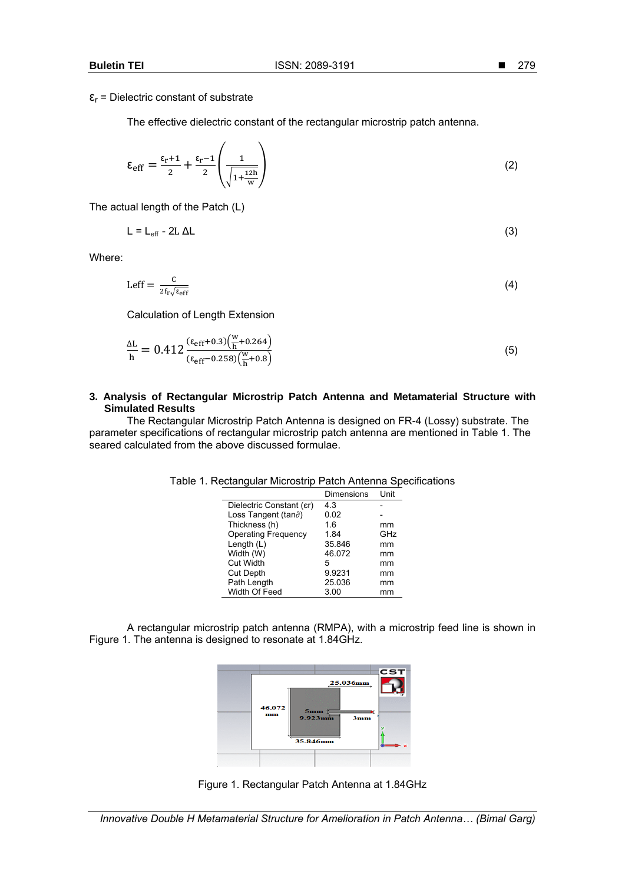$\varepsilon_r$ = Dielectric constant of substrate

The effective dielectric constant of the rectangular microstrip patch antenna.

$$\varepsilon_{eff} = \frac{\varepsilon_r + 1}{2} + \frac{\varepsilon_r - 1}{2}\left(\frac{1}{\sqrt{1+\frac{12h}{w}}}\right) \quad (2)$$

The actual length of the Patch (L)

$$L = L_{eff} - 2L\,\Delta L \quad (3)$$

Where:

$$\text{Leff} = \frac{c}{2f_r\sqrt{\varepsilon_{eff}}} \quad (4)$$

Calculation of Length Extension

$$\frac{\Delta L}{h} = 0.412\frac{(\varepsilon_{eff}+0.3)\left(\frac{w}{h}+0.264\right)}{(\varepsilon_{eff}-0.258)\left(\frac{w}{h}+0.8\right)} \quad (5)$$

## 3. Analysis of Rectangular Microstrip Patch Antenna and Metamaterial Structure with Simulated Results

The Rectangular Microstrip Patch Antenna is designed on FR-4 (Lossy) substrate. The parameter specifications of rectangular microstrip patch antenna are mentioned in Table 1. The seared calculated from the above discussed formulae.

Table 1. Rectangular Microstrip Patch Antenna Specifications

| | Dimensions | Unit |
|---|---|---|
| Dielectric Constant (εr) | 4.3 | - |
| Loss Tangent (tan∂) | 0.02 | - |
| Thickness (h) | 1.6 | mm |
| Operating Frequency | 1.84 | GHz |
| Length (L) | 35.846 | mm |
| Width (W) | 46.072 | mm |
| Cut Width | 5 | mm |
| Cut Depth | 9.9231 | mm |
| Path Length | 25.036 | mm |
| Width Of Feed | 3.00 | mm |

A rectangular microstrip patch antenna (RMPA), with a microstrip feed line is shown in Figure 1. The antenna is designed to resonate at 1.84GHz.

Figure 1. Rectangular Patch Antenna at 1.84GHz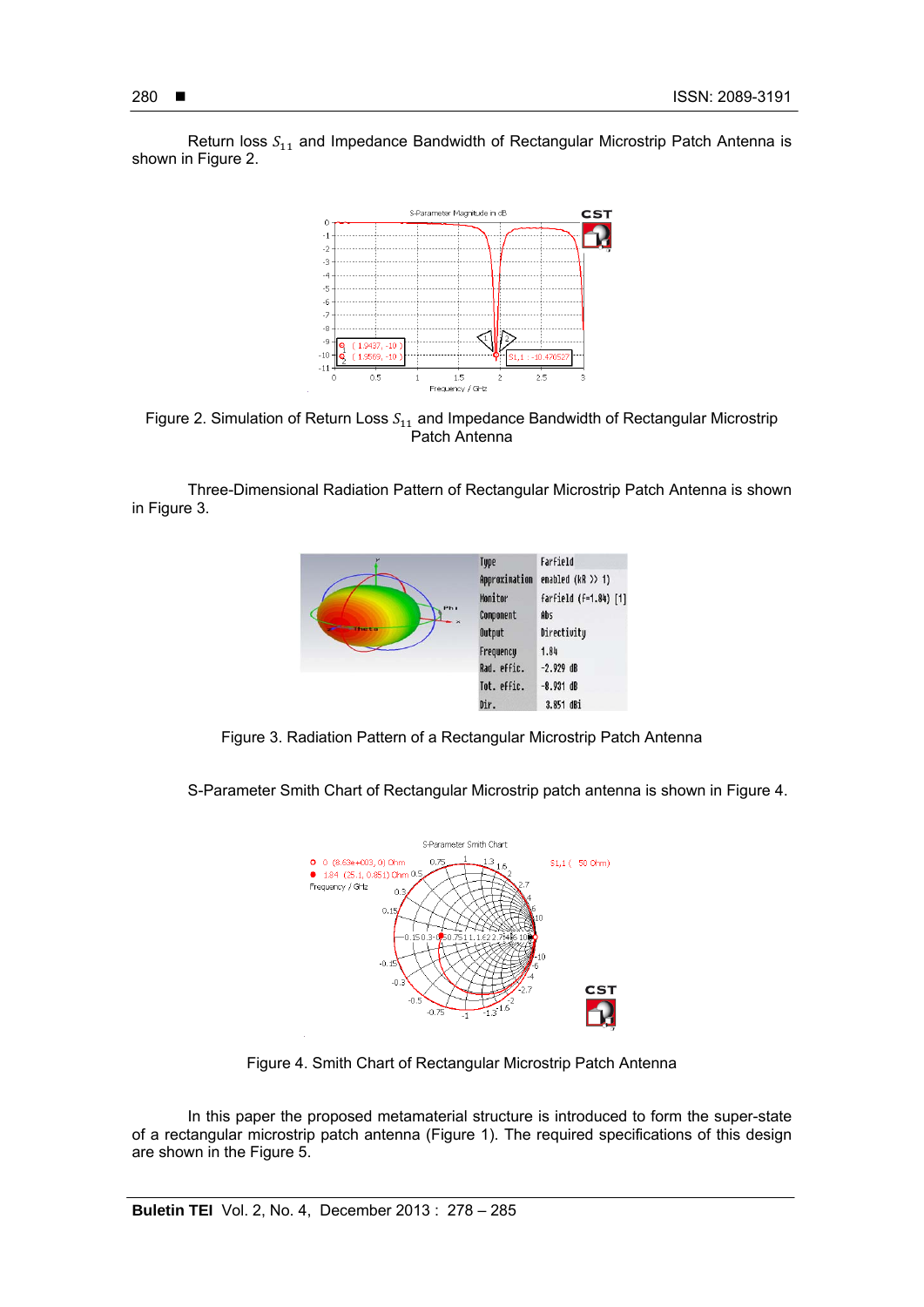Return loss $S_{11}$ and Impedance Bandwidth of Rectangular Microstrip Patch Antenna is shown in Figure 2.

Figure 2. Simulation of Return Loss $S_{11}$ and Impedance Bandwidth of Rectangular Microstrip Patch Antenna

Three-Dimensional Radiation Pattern of Rectangular Microstrip Patch Antenna is shown in Figure 3.

Figure 3. Radiation Pattern of a Rectangular Microstrip Patch Antenna

S-Parameter Smith Chart of Rectangular Microstrip patch antenna is shown in Figure 4.

Figure 4. Smith Chart of Rectangular Microstrip Patch Antenna

In this paper the proposed metamaterial structure is introduced to form the super-state of a rectangular microstrip patch antenna (Figure 1). The required specifications of this design are shown in the Figure 5.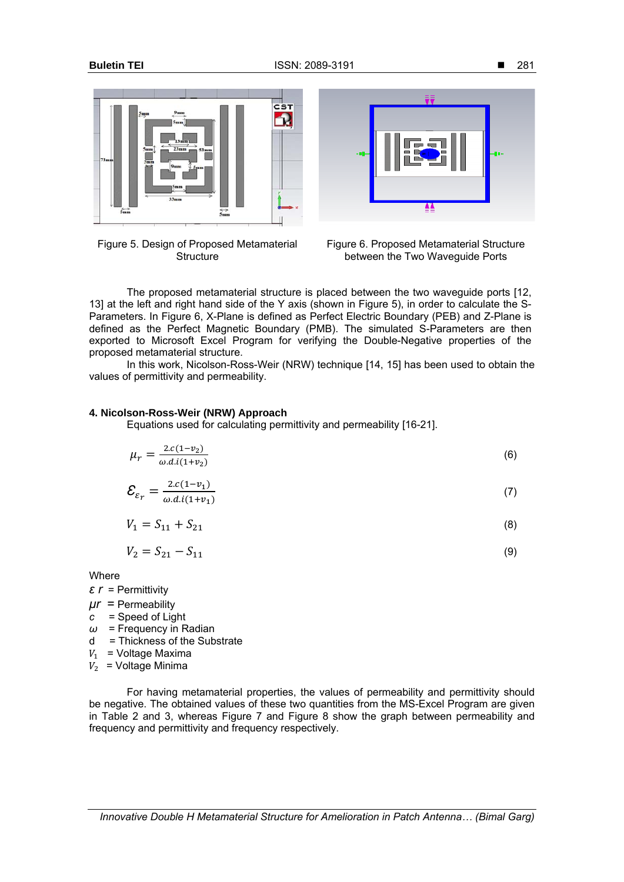Figure 5. Design of Proposed Metamaterial Structure

Figure 6. Proposed Metamaterial Structure between the Two Waveguide Ports

The proposed metamaterial structure is placed between the two waveguide ports [12, 13] at the left and right hand side of the Y axis (shown in Figure 5), in order to calculate the S-Parameters. In Figure 6, X-Plane is defined as Perfect Electric Boundary (PEB) and Z-Plane is defined as the Perfect Magnetic Boundary (PMB). The simulated S-Parameters are then exported to Microsoft Excel Program for verifying the Double-Negative properties of the proposed metamaterial structure.

In this work, Nicolson-Ross-Weir (NRW) technique [14, 15] has been used to obtain the values of permittivity and permeability.

## 4. Nicolson-Ross-Weir (NRW) Approach

Equations used for calculating permittivity and permeability [16-21].

$$\mu_r = \frac{2.c(1-v_2)}{\omega.d.i(1+v_2)} \quad (6)$$

$$\mathcal{E}_{\varepsilon_r} = \frac{2.c(1-v_1)}{\omega.d.i(1+v_1)} \quad (7)$$

$$V_1 = S_{11} + S_{21} \quad (8)$$

$$V_2 = S_{21} - S_{11} \quad (9)$$

Where

$\varepsilon\, r$ = Permittivity

$\mu r$ = Permeability

$c$ = Speed of Light

$\omega$ = Frequency in Radian

d = Thickness of the Substrate

$V_1$ = Voltage Maxima

$V_2$ = Voltage Minima

For having metamaterial properties, the values of permeability and permittivity should be negative. The obtained values of these two quantities from the MS-Excel Program are given in Table 2 and 3, whereas Figure 7 and Figure 8 show the graph between permeability and frequency and permittivity and frequency respectively.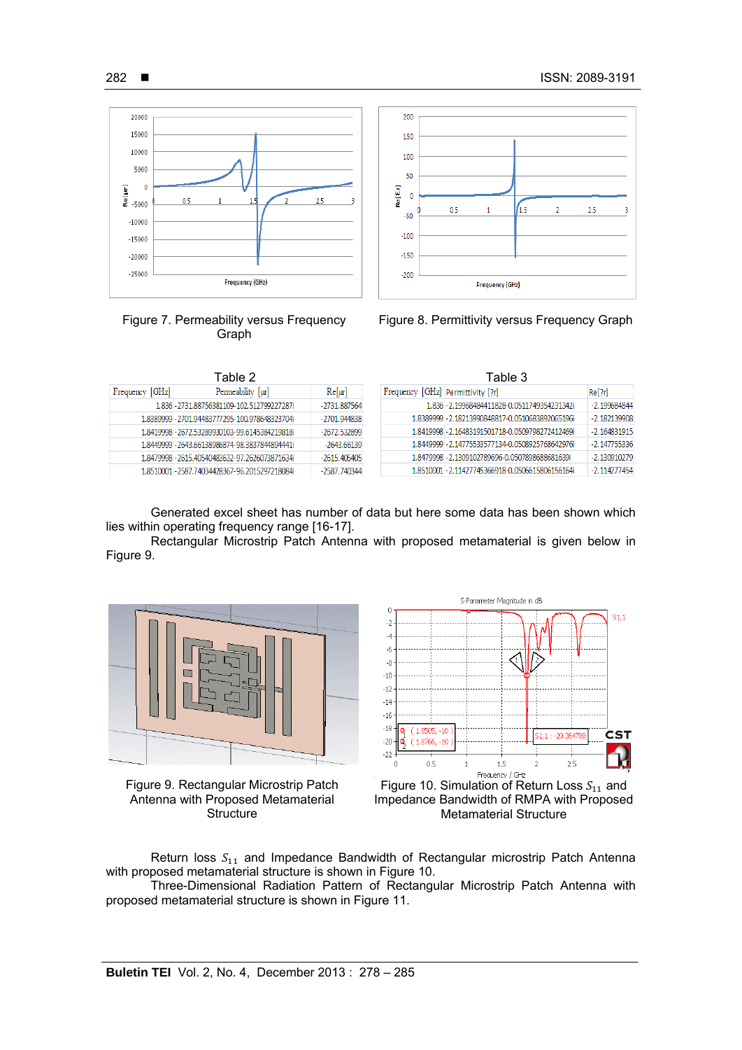Figure 7. Permeability versus Frequency Graph

Figure 8. Permittivity versus Frequency Graph

Table 2

| Frequency [GHz] | Permeability [µr] | Re[µr] |
|---|---|---|
| 1.836 | -2731.88756381109-102.512799227287i | -2731.887564 |
| 1.8389999 | -2701.94483777295-100.978648323704i | -2701.944838 |
| 1.8419998 | -2672.53289930103-99.6145384219818i | -2672.532899 |
| 1.8449999 | -2643.66138986874-98.3837844894441i | -2643.66139 |
| 1.8479998 | -2615.40540483632-97.2626073871634i | -2615.405405 |
| 1.8510001 | -2587.74034428367-96.2015297218084i | -2587.740344 |

Table 3

| Frequency [GHz] | Permittivity [?r] | Re[?r] |
|---|---|---|
| 1.836 | -2.19968484411828-0.0511749354231342i | -2.199684844 |
| 1.8389999 | -2.18213990848817-0.0510683892065196i | -2.182139908 |
| 1.8419998 | -2.16483191501718-0.0509798272412469i | -2.164831915 |
| 1.8449999 | -2.14775533577134-0.0508925768642976i | -2.147755336 |
| 1.8479998 | -2.13091027896960-0.0507898688681639i | -2.130910279 |
| 1.8510001 | -2.11427745366918-0.0506615806156164i | -2.114277454 |

Generated excel sheet has number of data but here some data has been shown which lies within operating frequency range [16-17].

Rectangular Microstrip Patch Antenna with proposed metamaterial is given below in Figure 9.

Figure 9. Rectangular Microstrip Patch Antenna with Proposed Metamaterial Structure

Figure 10. Simulation of Return Loss $S_{11}$ and Impedance Bandwidth of RMPA with Proposed Metamaterial Structure

Return loss $S_{11}$ and Impedance Bandwidth of Rectangular microstrip Patch Antenna with proposed metamaterial structure is shown in Figure 10.

Three-Dimensional Radiation Pattern of Rectangular Microstrip Patch Antenna with proposed metamaterial structure is shown in Figure 11.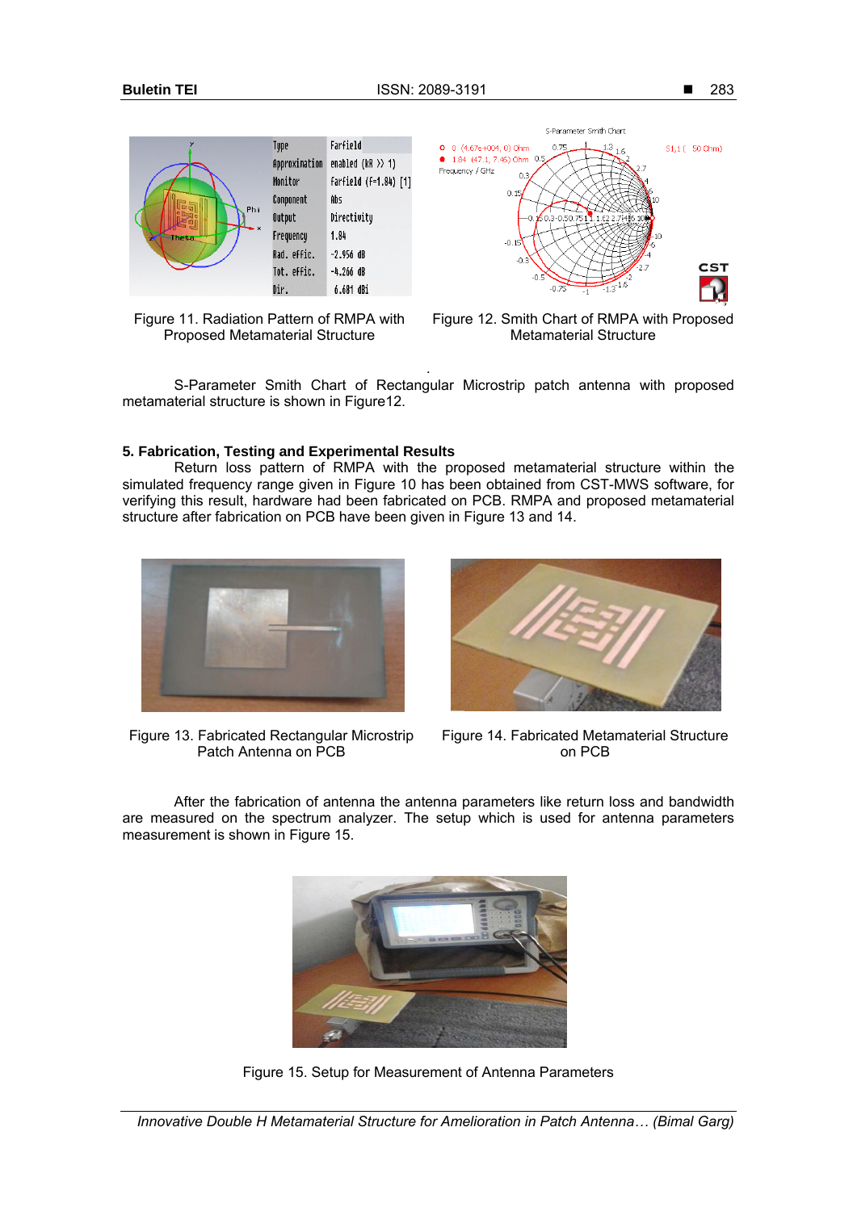Figure 11. Radiation Pattern of RMPA with Proposed Metamaterial Structure

Figure 12. Smith Chart of RMPA with Proposed Metamaterial Structure

S-Parameter Smith Chart of Rectangular Microstrip patch antenna with proposed metamaterial structure is shown in Figure12.

## 5. Fabrication, Testing and Experimental Results

Return loss pattern of RMPA with the proposed metamaterial structure within the simulated frequency range given in Figure 10 has been obtained from CST-MWS software, for verifying this result, hardware had been fabricated on PCB. RMPA and proposed metamaterial structure after fabrication on PCB have been given in Figure 13 and 14.

Figure 13. Fabricated Rectangular Microstrip Patch Antenna on PCB

Figure 14. Fabricated Metamaterial Structure on PCB

After the fabrication of antenna the antenna parameters like return loss and bandwidth are measured on the spectrum analyzer. The setup which is used for antenna parameters measurement is shown in Figure 15.

Figure 15. Setup for Measurement of Antenna Parameters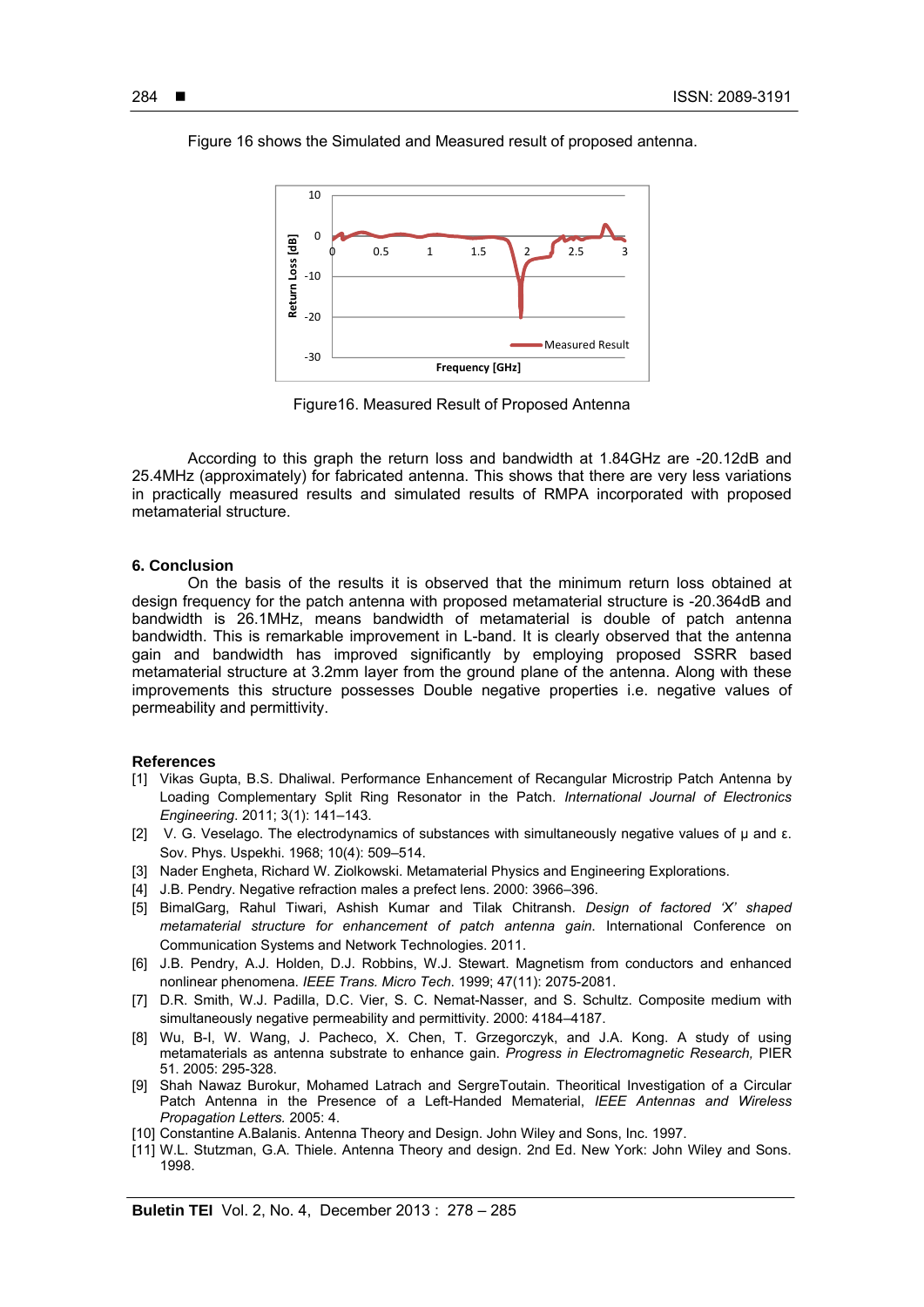Figure 16 shows the Simulated and Measured result of proposed antenna.

Figure16. Measured Result of Proposed Antenna

According to this graph the return loss and bandwidth at 1.84GHz are -20.12dB and 25.4MHz (approximately) for fabricated antenna. This shows that there are very less variations in practically measured results and simulated results of RMPA incorporated with proposed metamaterial structure.

## 6. Conclusion

On the basis of the results it is observed that the minimum return loss obtained at design frequency for the patch antenna with proposed metamaterial structure is -20.364dB and bandwidth is 26.1MHz, means bandwidth of metamaterial is double of patch antenna bandwidth. This is remarkable improvement in L-band. It is clearly observed that the antenna gain and bandwidth has improved significantly by employing proposed SSRR based metamaterial structure at 3.2mm layer from the ground plane of the antenna. Along with these improvements this structure possesses Double negative properties i.e. negative values of permeability and permittivity.

## References

[1] Vikas Gupta, B.S. Dhaliwal. Performance Enhancement of Recangular Microstrip Patch Antenna by Loading Complementary Split Ring Resonator in the Patch. *International Journal of Electronics Engineering*. 2011; 3(1): 141–143.

[2] V. G. Veselago. The electrodynamics of substances with simultaneously negative values of μ and ε. Sov. Phys. Uspekhi. 1968; 10(4): 509–514.

[3] Nader Engheta, Richard W. Ziolkowski. Metamaterial Physics and Engineering Explorations.

[4] J.B. Pendry. Negative refraction males a prefect lens. 2000: 3966–396.

[5] BimalGarg, Rahul Tiwari, Ashish Kumar and Tilak Chitransh. *Design of factored 'X' shaped metamaterial structure for enhancement of patch antenna gain*. International Conference on Communication Systems and Network Technologies. 2011.

[6] J.B. Pendry, A.J. Holden, D.J. Robbins, W.J. Stewart. Magnetism from conductors and enhanced nonlinear phenomena. *IEEE Trans. Micro Tech.* 1999; 47(11): 2075-2081.

[7] D.R. Smith, W.J. Padilla, D.C. Vier, S. C. Nemat-Nasser, and S. Schultz. Composite medium with simultaneously negative permeability and permittivity. 2000: 4184–4187.

[8] Wu, B-I, W. Wang, J. Pacheco, X. Chen, T. Grzegorczyk, and J.A. Kong. A study of using metamaterials as antenna substrate to enhance gain. *Progress in Electromagnetic Research,* PIER 51. 2005: 295-328.

[9] Shah Nawaz Burokur, Mohamed Latrach and SergreToutain. Theoritical Investigation of a Circular Patch Antenna in the Presence of a Left-Handed Memarial, *IEEE Antennas and Wireless Propagation Letters.* 2005: 4.

[10] Constantine A.Balanis. Antenna Theory and Design. John Wiley and Sons, Inc. 1997.

[11] W.L. Stutzman, G.A. Thiele. Antenna Theory and design. 2nd Ed. New York: John Wiley and Sons. 1998.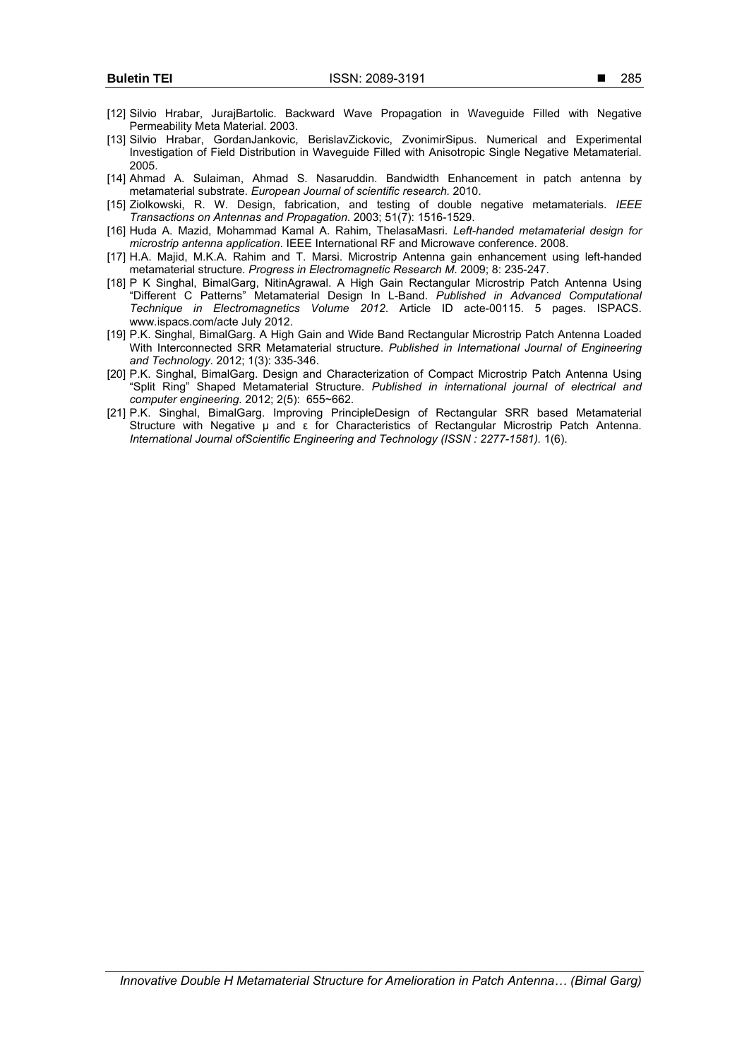[12] Silvio Hrabar, JurajBartolic. Backward Wave Propagation in Waveguide Filled with Negative Permeability Meta Material. 2003.

[13] Silvio Hrabar, GordanJankovic, BerislavZickovic, ZvonimirSipus. Numerical and Experimental Investigation of Field Distribution in Waveguide Filled with Anisotropic Single Negative Metamaterial. 2005.

[14] Ahmad A. Sulaiman, Ahmad S. Nasaruddin. Bandwidth Enhancement in patch antenna by metamaterial substrate. *European Journal of scientific research.* 2010.

[15] Ziolkowski, R. W. Design, fabrication, and testing of double negative metamaterials. *IEEE Transactions on Antennas and Propagation*. 2003; 51(7): 1516-1529.

[16] Huda A. Mazid, Mohammad Kamal A. Rahim, ThelasaMasri. *Left-handed metamaterial design for microstrip antenna application*. IEEE International RF and Microwave conference. 2008.

[17] H.A. Majid, M.K.A. Rahim and T. Marsi. Microstrip Antenna gain enhancement using left-handed metamaterial structure. *Progress in Electromagnetic Research M*. 2009; 8: 235-247.

[18] P K Singhal, BimalGarg, NitinAgrawal. A High Gain Rectangular Microstrip Patch Antenna Using "Different C Patterns" Metamaterial Design In L-Band. *Published in Advanced Computational Technique in Electromagnetics Volume 2012*. Article ID acte-00115. 5 pages. ISPACS. www.ispacs.com/acte July 2012.

[19] P.K. Singhal, BimalGarg. A High Gain and Wide Band Rectangular Microstrip Patch Antenna Loaded With Interconnected SRR Metamaterial structure. *Published in International Journal of Engineering and Technology*. 2012; 1(3): 335-346.

[20] P.K. Singhal, BimalGarg. Design and Characterization of Compact Microstrip Patch Antenna Using "Split Ring" Shaped Metamaterial Structure. *Published in international journal of electrical and computer engineering.* 2012; 2(5): 655~662.

[21] P.K. Singhal, BimalGarg. Improving PrincipleDesign of Rectangular SRR based Metamaterial Structure with Negative μ and ε for Characteristics of Rectangular Microstrip Patch Antenna. *International Journal ofScientific Engineering and Technology (ISSN : 2277-1581).* 1(6).